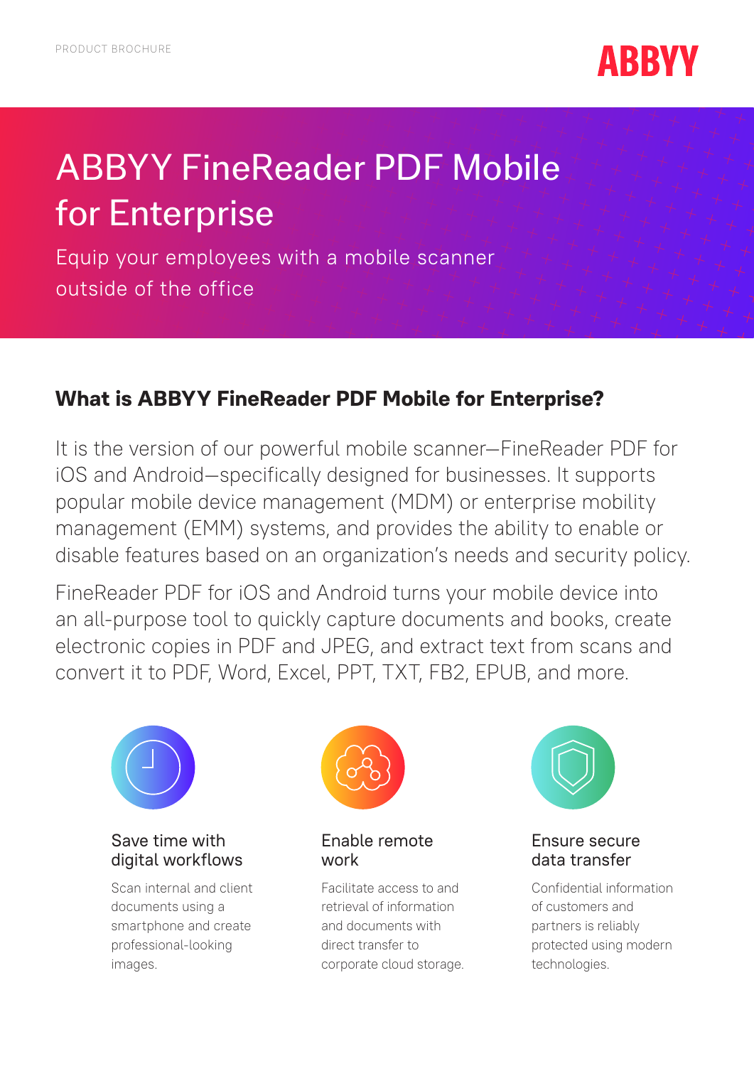PRODUCT BROCHURE

# ABBYY FineReader PDF Mobile for Enterprise

Equip your employees with a mobile scanner outside of the office

## What is ABBYY FineReader PDF Mobile for Enterprise?

It is the version of our powerful mobile scanner—FineReader PDF for iOS and Android—specifically designed for businesses. It supports popular mobile device management (MDM) or enterprise mobility management (EMM) systems, and provides the ability to enable or disable features based on an organization's needs and security policy.

FineReader PDF for iOS and Android turns your mobile device into an all-purpose tool to quickly capture documents and books, create electronic copies in PDF and JPEG, and extract text from scans and convert it to PDF, Word, Excel, PPT, TXT, FB2, EPUB, and more.

### Save time with digital workflows

Scan internal and client documents using a smartphone and create professional-looking images.

### Enable remote work

Facilitate access to and retrieval of information and documents with direct transfer to corporate cloud storage.

### Ensure secure data transfer

Confidential information of customers and partners is reliably protected using modern technologies.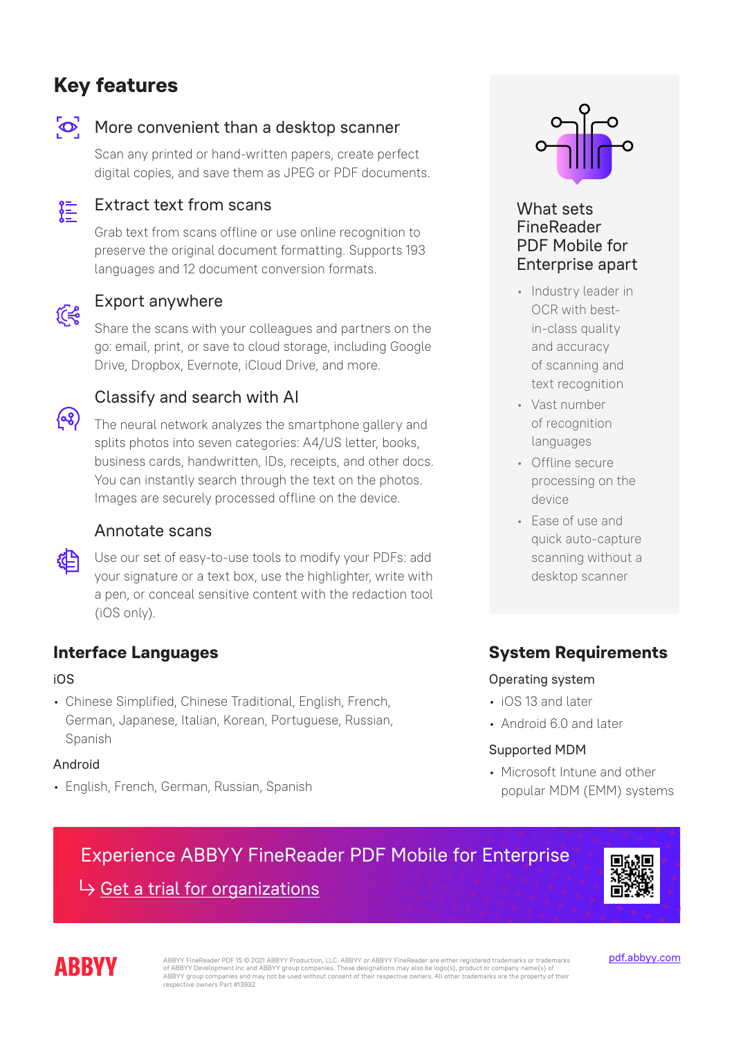## Key features

### More convenient than a desktop scanner

Scan any printed or hand-written papers, create perfect digital copies, and save them as JPEG or PDF documents.

### Extract text from scans

Grab text from scans offline or use online recognition to preserve the original document formatting. Supports 193 languages and 12 document conversion formats.

### Export anywhere

Share the scans with your colleagues and partners on the go: email, print, or save to cloud storage, including Google Drive, Dropbox, Evernote, iCloud Drive, and more.

### Classify and search with AI

The neural network analyzes the smartphone gallery and splits photos into seven categories: A4/US letter, books, business cards, handwritten, IDs, receipts, and other docs. You can instantly search through the text on the photos. Images are securely processed offline on the device.

### Annotate scans

Use our set of easy-to-use tools to modify your PDFs: add your signature or a text box, use the highlighter, write with a pen, or conceal sensitive content with the redaction tool (iOS only).

### What sets FineReader PDF Mobile for Enterprise apart

- Industry leader in OCR with best-in-class quality and accuracy of scanning and text recognition
- Vast number of recognition languages
- Offline secure processing on the device
- Ease of use and quick auto-capture scanning without a desktop scanner

## Interface Languages

iOS

- Chinese Simplified, Chinese Traditional, English, French, German, Japanese, Italian, Korean, Portuguese, Russian, Spanish

Android

- English, French, German, Russian, Spanish

## System Requirements

Operating system

- iOS 13 and later
- Android 6.0 and later

Supported MDM

- Microsoft Intune and other popular MDM (EMM) systems

Experience ABBYY FineReader PDF Mobile for Enterprise

↳ Get a trial for organizations

ABBYY

ABBYY FineReader PDF 15 © 2021 ABBYY Production, LLC. ABBYY or ABBYY FineReader are either registered trademarks or trademarks of ABBYY Development Inc and ABBYY group companies. These designations may also be logo(s), product or company name(s) of ABBYY group companies and may not be used without consent of their respective owners. All other trademarks are the property of their respective owners Part #13932

pdf.abbyy.com